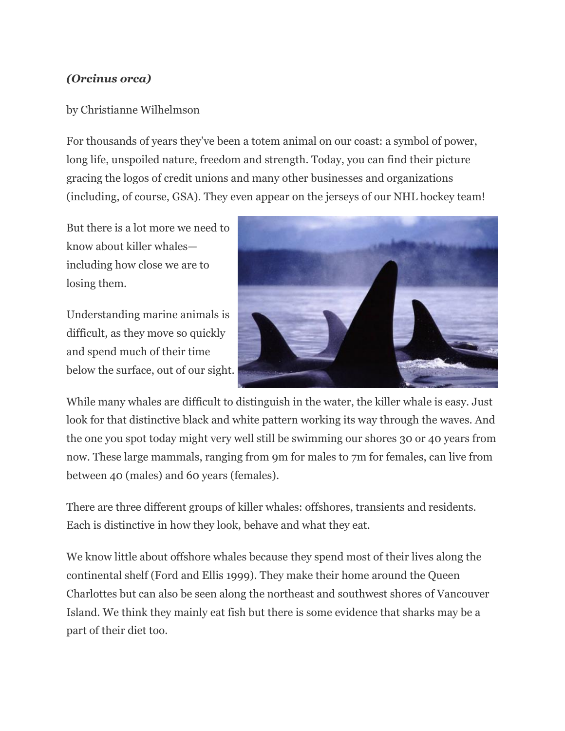***(Orcinus orca)***

by Christianne Wilhelmson

For thousands of years they've been a totem animal on our coast: a symbol of power, long life, unspoiled nature, freedom and strength. Today, you can find their picture gracing the logos of credit unions and many other businesses and organizations (including, of course, GSA). They even appear on the jerseys of our NHL hockey team!

But there is a lot more we need to know about killer whales—including how close we are to losing them.

Understanding marine animals is difficult, as they move so quickly and spend much of their time below the surface, out of our sight.

While many whales are difficult to distinguish in the water, the killer whale is easy. Just look for that distinctive black and white pattern working its way through the waves. And the one you spot today might very well still be swimming our shores 30 or 40 years from now. These large mammals, ranging from 9m for males to 7m for females, can live from between 40 (males) and 60 years (females).

There are three different groups of killer whales: offshores, transients and residents. Each is distinctive in how they look, behave and what they eat.

We know little about offshore whales because they spend most of their lives along the continental shelf (Ford and Ellis 1999). They make their home around the Queen Charlottes but can also be seen along the northeast and southwest shores of Vancouver Island. We think they mainly eat fish but there is some evidence that sharks may be a part of their diet too.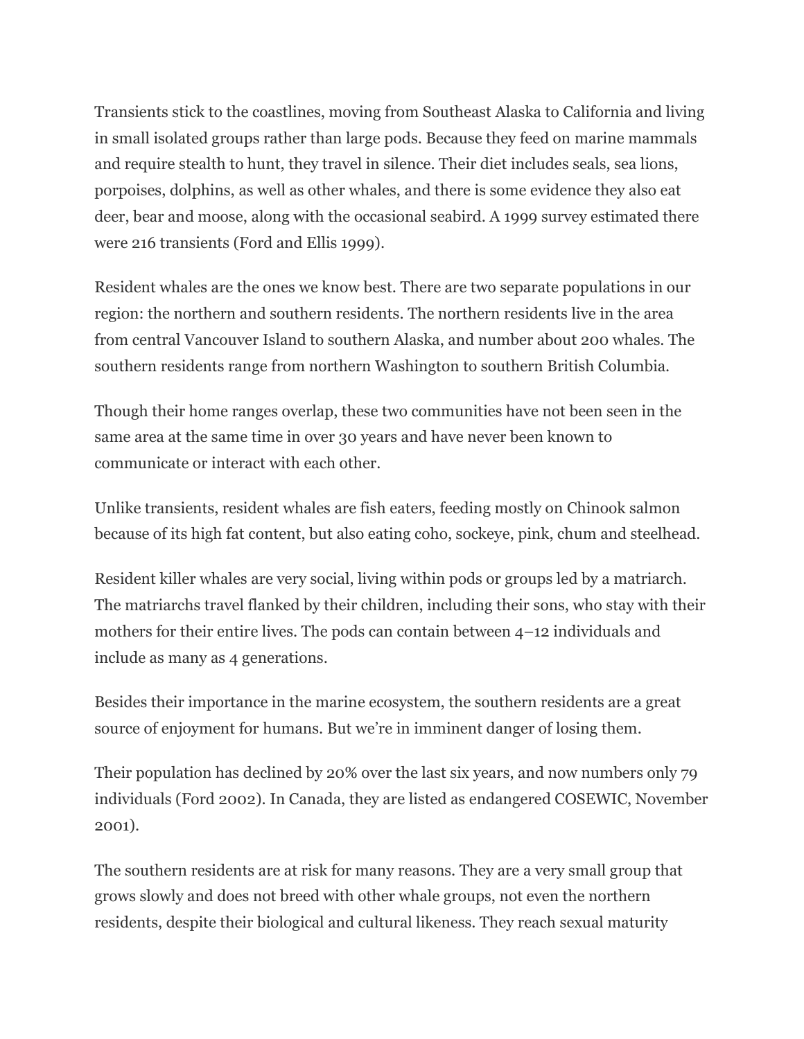Transients stick to the coastlines, moving from Southeast Alaska to California and living in small isolated groups rather than large pods. Because they feed on marine mammals and require stealth to hunt, they travel in silence. Their diet includes seals, sea lions, porpoises, dolphins, as well as other whales, and there is some evidence they also eat deer, bear and moose, along with the occasional seabird. A 1999 survey estimated there were 216 transients (Ford and Ellis 1999).

Resident whales are the ones we know best. There are two separate populations in our region: the northern and southern residents. The northern residents live in the area from central Vancouver Island to southern Alaska, and number about 200 whales. The southern residents range from northern Washington to southern British Columbia.

Though their home ranges overlap, these two communities have not been seen in the same area at the same time in over 30 years and have never been known to communicate or interact with each other.

Unlike transients, resident whales are fish eaters, feeding mostly on Chinook salmon because of its high fat content, but also eating coho, sockeye, pink, chum and steelhead.

Resident killer whales are very social, living within pods or groups led by a matriarch. The matriarchs travel flanked by their children, including their sons, who stay with their mothers for their entire lives. The pods can contain between 4–12 individuals and include as many as 4 generations.

Besides their importance in the marine ecosystem, the southern residents are a great source of enjoyment for humans. But we're in imminent danger of losing them.

Their population has declined by 20% over the last six years, and now numbers only 79 individuals (Ford 2002). In Canada, they are listed as endangered COSEWIC, November 2001).

The southern residents are at risk for many reasons. They are a very small group that grows slowly and does not breed with other whale groups, not even the northern residents, despite their biological and cultural likeness. They reach sexual maturity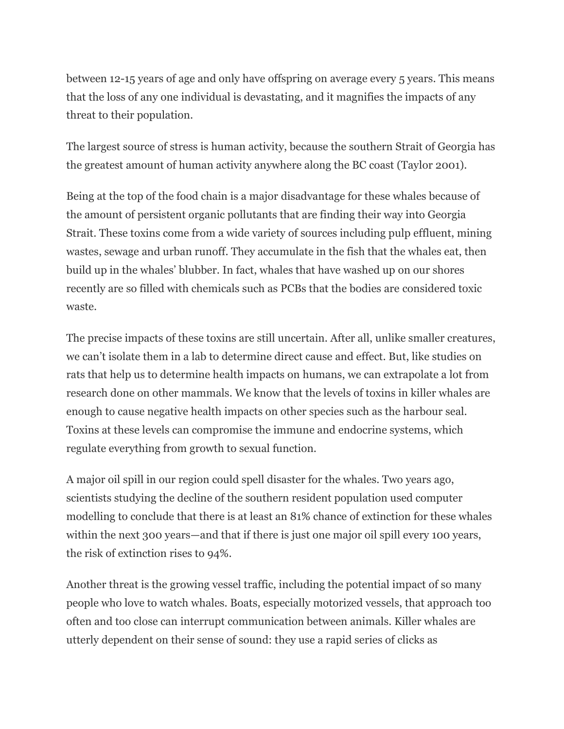between 12-15 years of age and only have offspring on average every 5 years. This means that the loss of any one individual is devastating, and it magnifies the impacts of any threat to their population.

The largest source of stress is human activity, because the southern Strait of Georgia has the greatest amount of human activity anywhere along the BC coast (Taylor 2001).

Being at the top of the food chain is a major disadvantage for these whales because of the amount of persistent organic pollutants that are finding their way into Georgia Strait. These toxins come from a wide variety of sources including pulp effluent, mining wastes, sewage and urban runoff. They accumulate in the fish that the whales eat, then build up in the whales' blubber. In fact, whales that have washed up on our shores recently are so filled with chemicals such as PCBs that the bodies are considered toxic waste.

The precise impacts of these toxins are still uncertain. After all, unlike smaller creatures, we can't isolate them in a lab to determine direct cause and effect. But, like studies on rats that help us to determine health impacts on humans, we can extrapolate a lot from research done on other mammals. We know that the levels of toxins in killer whales are enough to cause negative health impacts on other species such as the harbour seal. Toxins at these levels can compromise the immune and endocrine systems, which regulate everything from growth to sexual function.

A major oil spill in our region could spell disaster for the whales. Two years ago, scientists studying the decline of the southern resident population used computer modelling to conclude that there is at least an 81% chance of extinction for these whales within the next 300 years—and that if there is just one major oil spill every 100 years, the risk of extinction rises to 94%.

Another threat is the growing vessel traffic, including the potential impact of so many people who love to watch whales. Boats, especially motorized vessels, that approach too often and too close can interrupt communication between animals. Killer whales are utterly dependent on their sense of sound: they use a rapid series of clicks as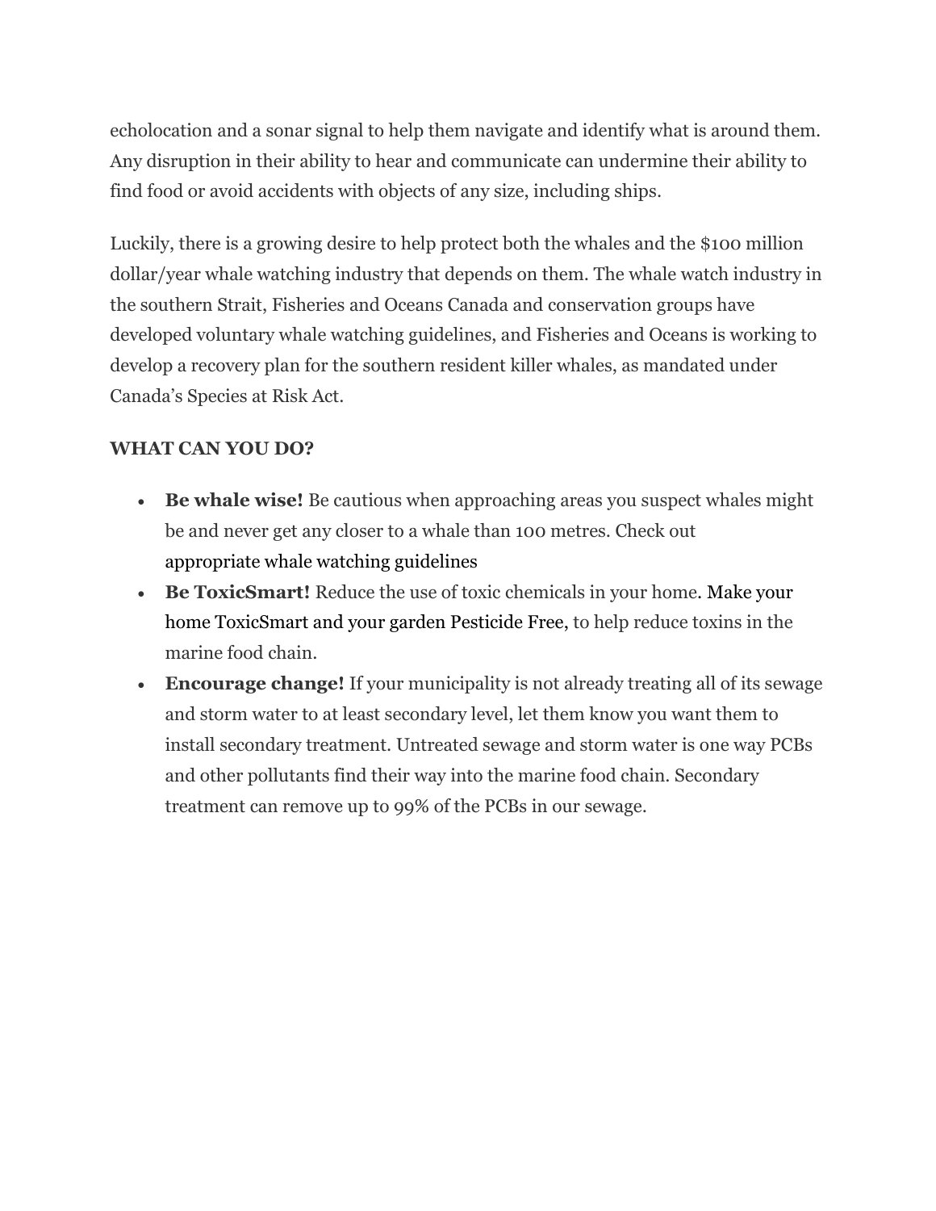echolocation and a sonar signal to help them navigate and identify what is around them. Any disruption in their ability to hear and communicate can undermine their ability to find food or avoid accidents with objects of any size, including ships.

Luckily, there is a growing desire to help protect both the whales and the $100 million dollar/year whale watching industry that depends on them. The whale watch industry in the southern Strait, Fisheries and Oceans Canada and conservation groups have developed voluntary whale watching guidelines, and Fisheries and Oceans is working to develop a recovery plan for the southern resident killer whales, as mandated under Canada's Species at Risk Act.

**WHAT CAN YOU DO?**

- **Be whale wise!** Be cautious when approaching areas you suspect whales might be and never get any closer to a whale than 100 metres. Check out appropriate whale watching guidelines
- **Be ToxicSmart!** Reduce the use of toxic chemicals in your home. Make your home ToxicSmart and your garden Pesticide Free, to help reduce toxins in the marine food chain.
- **Encourage change!** If your municipality is not already treating all of its sewage and storm water to at least secondary level, let them know you want them to install secondary treatment. Untreated sewage and storm water is one way PCBs and other pollutants find their way into the marine food chain. Secondary treatment can remove up to 99% of the PCBs in our sewage.